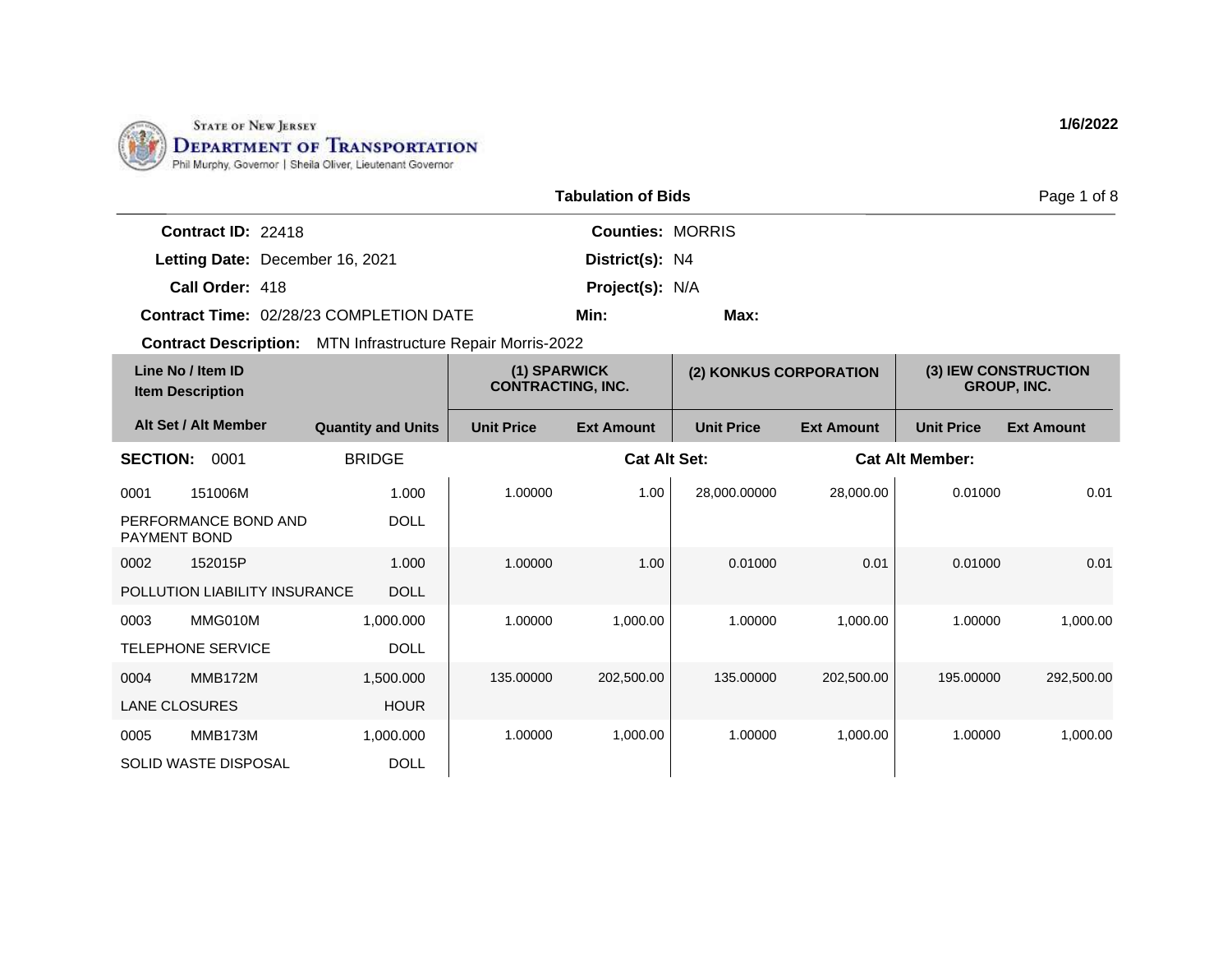State of New Jersey
Department of Transportation
Phil Murphy, Governor | Sheila Oliver, Lieutenant Governor

1/6/2022

## Tabulation of Bids

**Contract ID:** 22418
**Letting Date:** December 16, 2021
**Call Order:** 418
**Contract Time:** 02/28/23 COMPLETION DATE
**Contract Description:** MTN Infrastructure Repair Morris-2022

**Counties:** MORRIS
**District(s):** N4
**Project(s):** N/A
**Min:**
**Max:**

| Line No / Item ID / Item Description | | | (1) SPARWICK CONTRACTING, INC. | | (2) KONKUS CORPORATION | | (3) IEW CONSTRUCTION GROUP, INC. | |
|---|---|---|---|---|---|---|---|---|
| Alt Set / Alt Member | | Quantity and Units | Unit Price | Ext Amount | Unit Price | Ext Amount | Unit Price | Ext Amount |
| **SECTION:** 0001 | | BRIDGE | | **Cat Alt Set:** | | **Cat Alt Member:** | | |
| 0001 | 151006M | 1.000 | 1.00000 | 1.00 | 28,000.00000 | 28,000.00 | 0.01000 | 0.01 |
| PERFORMANCE BOND AND PAYMENT BOND | | DOLL | | | | | | |
| 0002 | 152015P | 1.000 | 1.00000 | 1.00 | 0.01000 | 0.01 | 0.01000 | 0.01 |
| POLLUTION LIABILITY INSURANCE | | DOLL | | | | | | |
| 0003 | MMG010M | 1,000.000 | 1.00000 | 1,000.00 | 1.00000 | 1,000.00 | 1.00000 | 1,000.00 |
| TELEPHONE SERVICE | | DOLL | | | | | | |
| 0004 | MMB172M | 1,500.000 | 135.00000 | 202,500.00 | 135.00000 | 202,500.00 | 195.00000 | 292,500.00 |
| LANE CLOSURES | | HOUR | | | | | | |
| 0005 | MMB173M | 1,000.000 | 1.00000 | 1,000.00 | 1.00000 | 1,000.00 | 1.00000 | 1,000.00 |
| SOLID WASTE DISPOSAL | | DOLL | | | | | | |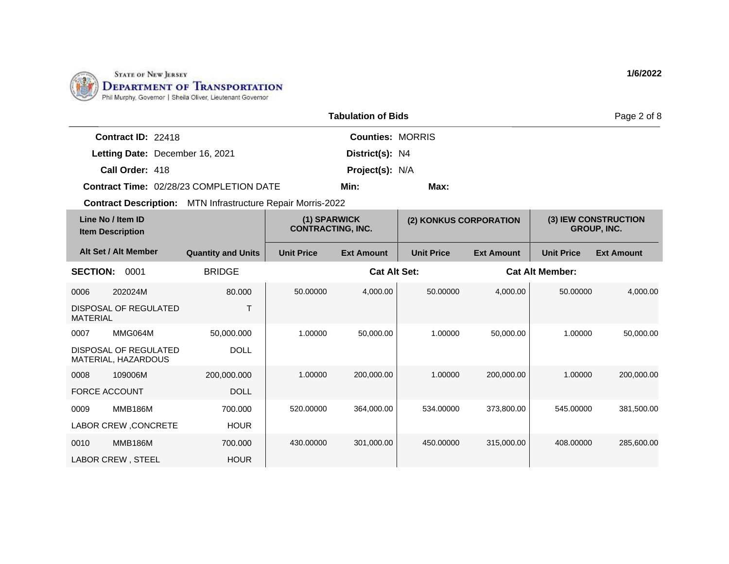STATE OF NEW JERSEY
DEPARTMENT OF TRANSPORTATION
Phil Murphy, Governor | Sheila Oliver, Lieutenant Governor

1/6/2022

## Tabulation of Bids

**Contract ID:** 22418
**Letting Date:** December 16, 2021
**Call Order:** 418
**Contract Time:** 02/28/23 COMPLETION DATE
**Contract Description:** MTN Infrastructure Repair Morris-2022

**Counties:** MORRIS
**District(s):** N4
**Project(s):** N/A
**Min:**
**Max:**

| Line No / Item ID / Item Description | | Quantity and Units | (1) SPARWICK CONTRACTING, INC. | | (2) KONKUS CORPORATION | | (3) IEW CONSTRUCTION GROUP, INC. | |
|---|---|---|---|---|---|---|---|---|
| Alt Set / Alt Member | | | Unit Price | Ext Amount | Unit Price | Ext Amount | Unit Price | Ext Amount |
| **SECTION:** 0001 | | BRIDGE | | **Cat Alt Set:** | | **Cat Alt Member:** | | |
| 0006 | 202024M | 80.000 | 50.00000 | 4,000.00 | 50.00000 | 4,000.00 | 50.00000 | 4,000.00 |
| DISPOSAL OF REGULATED MATERIAL | | T | | | | | | |
| 0007 | MMG064M | 50,000.000 | 1.00000 | 50,000.00 | 1.00000 | 50,000.00 | 1.00000 | 50,000.00 |
| DISPOSAL OF REGULATED MATERIAL, HAZARDOUS | | DOLL | | | | | | |
| 0008 | 109006M | 200,000.000 | 1.00000 | 200,000.00 | 1.00000 | 200,000.00 | 1.00000 | 200,000.00 |
| FORCE ACCOUNT | | DOLL | | | | | | |
| 0009 | MMB186M | 700.000 | 520.00000 | 364,000.00 | 534.00000 | 373,800.00 | 545.00000 | 381,500.00 |
| LABOR CREW ,CONCRETE | | HOUR | | | | | | |
| 0010 | MMB186M | 700.000 | 430.00000 | 301,000.00 | 450.00000 | 315,000.00 | 408.00000 | 285,600.00 |
| LABOR CREW , STEEL | | HOUR | | | | | | |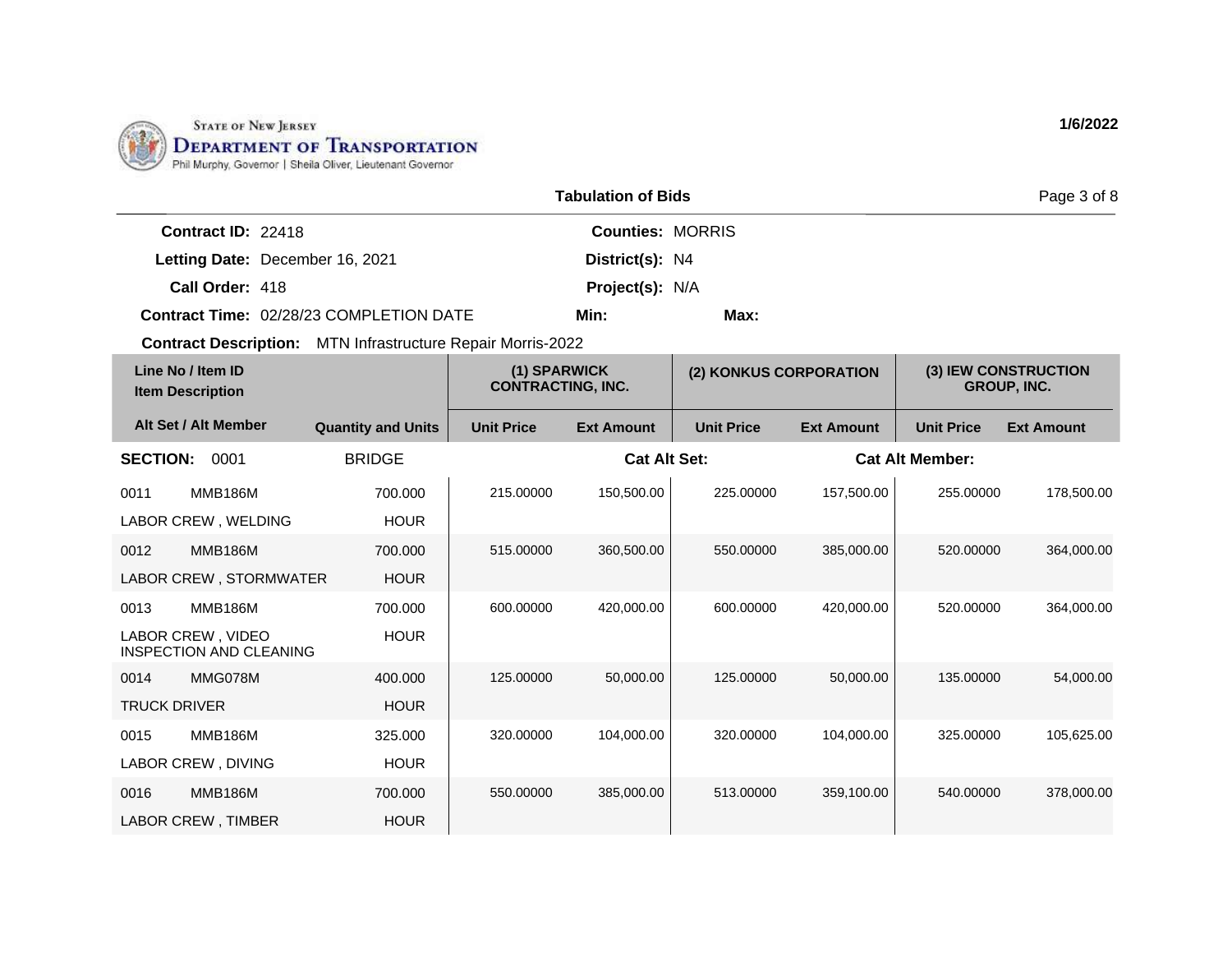STATE OF NEW JERSEY
**DEPARTMENT OF TRANSPORTATION**
Phil Murphy, Governor | Sheila Oliver, Lieutenant Governor

1/6/2022

## Tabulation of Bids

**Contract ID:** 22418
**Letting Date:** December 16, 2021
**Call Order:** 418
**Contract Time:** 02/28/23 COMPLETION DATE
**Contract Description:** MTN Infrastructure Repair Morris-2022

**Counties:** MORRIS
**District(s):** N4
**Project(s):** N/A
**Min:**
**Max:**

| Line No / Item ID / Item Description | | Quantity and Units | (1) SPARWICK CONTRACTING, INC. | | (2) KONKUS CORPORATION | | (3) IEW CONSTRUCTION GROUP, INC. | |
|---|---|---|---|---|---|---|---|---|
| Alt Set / Alt Member | | | Unit Price | Ext Amount | Unit Price | Ext Amount | Unit Price | Ext Amount |
| **SECTION:** 0001 | | BRIDGE | | **Cat Alt Set:** | | **Cat Alt Member:** | | |
| 0011 | MMB186M | 700.000 | 215.00000 | 150,500.00 | 225.00000 | 157,500.00 | 255.00000 | 178,500.00 |
| LABOR CREW , WELDING | | HOUR | | | | | | |
| 0012 | MMB186M | 700.000 | 515.00000 | 360,500.00 | 550.00000 | 385,000.00 | 520.00000 | 364,000.00 |
| LABOR CREW , STORMWATER | | HOUR | | | | | | |
| 0013 | MMB186M | 700.000 | 600.00000 | 420,000.00 | 600.00000 | 420,000.00 | 520.00000 | 364,000.00 |
| LABOR CREW , VIDEO INSPECTION AND CLEANING | | HOUR | | | | | | |
| 0014 | MMG078M | 400.000 | 125.00000 | 50,000.00 | 125.00000 | 50,000.00 | 135.00000 | 54,000.00 |
| TRUCK DRIVER | | HOUR | | | | | | |
| 0015 | MMB186M | 325.000 | 320.00000 | 104,000.00 | 320.00000 | 104,000.00 | 325.00000 | 105,625.00 |
| LABOR CREW , DIVING | | HOUR | | | | | | |
| 0016 | MMB186M | 700.000 | 550.00000 | 385,000.00 | 513.00000 | 359,100.00 | 540.00000 | 378,000.00 |
| LABOR CREW , TIMBER | | HOUR | | | | | | |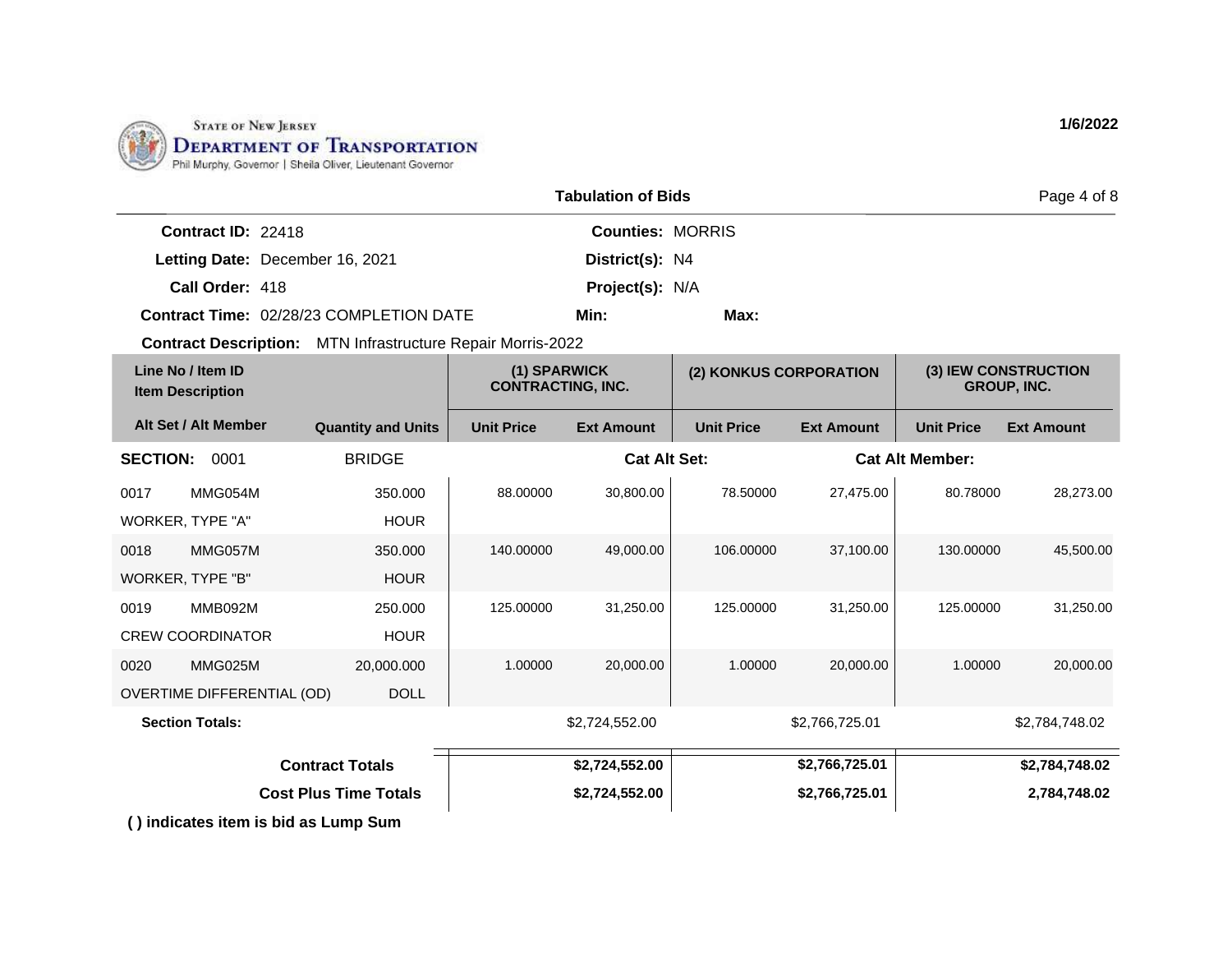State of New Jersey
**Department of Transportation**
Phil Murphy, Governor | Sheila Oliver, Lieutenant Governor

**1/6/2022**

**Tabulation of Bids**

**Contract ID:** 22418
**Letting Date:** December 16, 2021
**Call Order:** 418
**Contract Time:** 02/28/23 COMPLETION DATE
**Contract Description:** MTN Infrastructure Repair Morris-2022

**Counties:** MORRIS
**District(s):** N4
**Project(s):** N/A
**Min:**
**Max:**

| Line No / Item ID<br>Item Description | | | (1) SPARWICK CONTRACTING, INC. | | (2) KONKUS CORPORATION | | (3) IEW CONSTRUCTION GROUP, INC. | |
|---|---|---|---|---|---|---|---|---|
| **Alt Set / Alt Member** | | **Quantity and Units** | **Unit Price** | **Ext Amount** | **Unit Price** | **Ext Amount** | **Unit Price** | **Ext Amount** |
| **SECTION:** 0001 | | BRIDGE | | **Cat Alt Set:** | | **Cat Alt Member:** | | |
| 0017 | MMG054M | 350.000 | 88.00000 | 30,800.00 | 78.50000 | 27,475.00 | 80.78000 | 28,273.00 |
| WORKER, TYPE "A" | | HOUR | | | | | | |
| 0018 | MMG057M | 350.000 | 140.00000 | 49,000.00 | 106.00000 | 37,100.00 | 130.00000 | 45,500.00 |
| WORKER, TYPE "B" | | HOUR | | | | | | |
| 0019 | MMB092M | 250.000 | 125.00000 | 31,250.00 | 125.00000 | 31,250.00 | 125.00000 | 31,250.00 |
| CREW COORDINATOR | | HOUR | | | | | | |
| 0020 | MMG025M | 20,000.000 | 1.00000 | 20,000.00 | 1.00000 | 20,000.00 | 1.00000 | 20,000.00 |
| OVERTIME DIFFERENTIAL (OD) | | DOLL | | | | | | |
| **Section Totals:** | | | | $2,724,552.00 | | $2,766,725.01 | | $2,784,748.02 |
| **Contract Totals** | | | | **$2,724,552.00** | | **$2,766,725.01** | | **$2,784,748.02** |
| **Cost Plus Time Totals** | | | | **$2,724,552.00** | | **$2,766,725.01** | | **2,784,748.02** |

**( ) indicates item is bid as Lump Sum**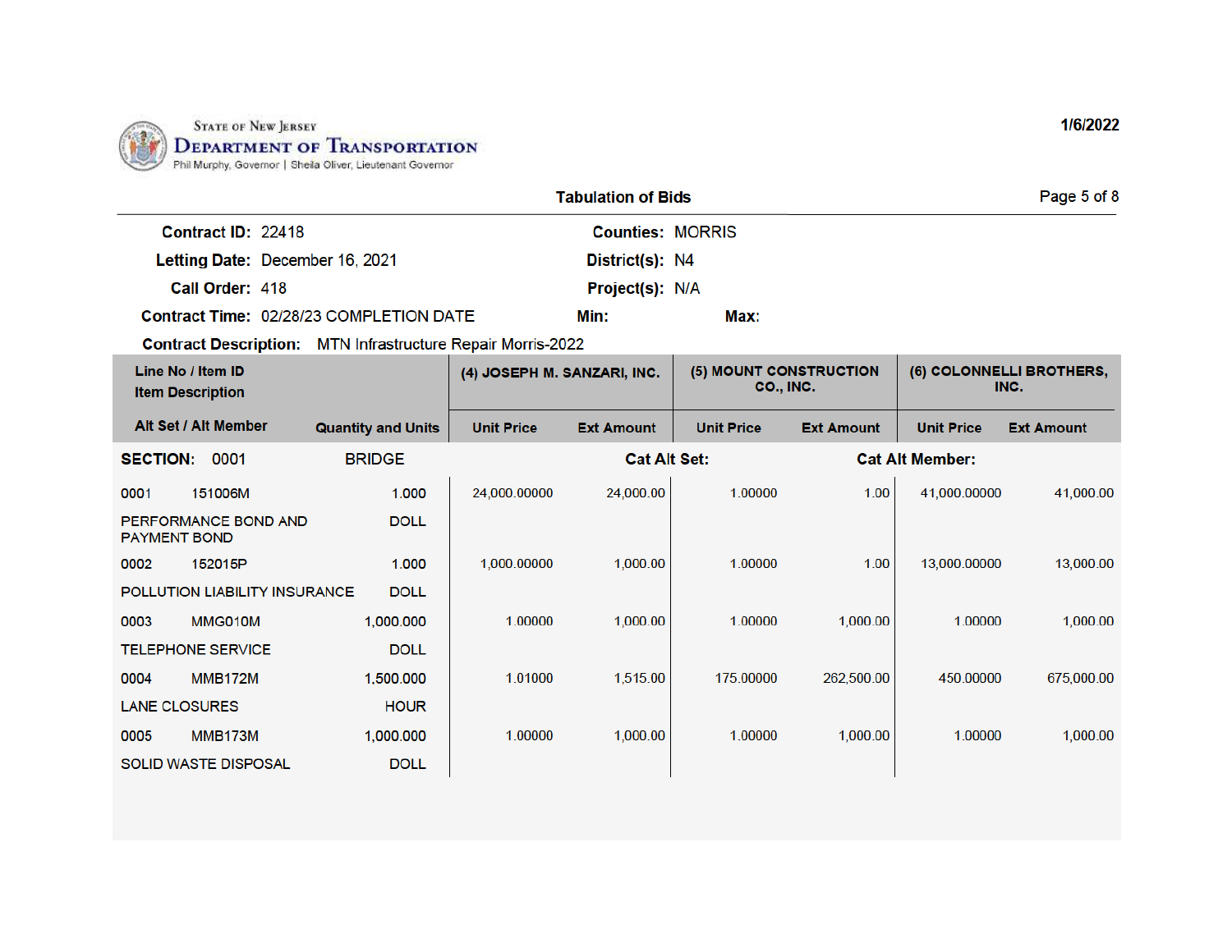State of New Jersey
**Department of Transportation**
Phil Murphy, Governor | Sheila Oliver, Lieutenant Governor

1/6/2022

## Tabulation of Bids

**Contract ID:** 22418
**Counties:** MORRIS
**Letting Date:** December 16, 2021
**District(s):** N4
**Call Order:** 418
**Project(s):** N/A
**Contract Time:** 02/28/23 COMPLETION DATE
**Min:**
**Max:**

**Contract Description:** MTN Infrastructure Repair Morris-2022

| Line No / Item ID / Item Description / Alt Set / Alt Member | Quantity and Units | (4) JOSEPH M. SANZARI, INC. | | (5) MOUNT CONSTRUCTION CO., INC. | | (6) COLONNELLI BROTHERS, INC. | |
|---|---|---|---|---|---|---|---|
| | | Unit Price | Ext Amount | Unit Price | Ext Amount | Unit Price | Ext Amount |
| **SECTION: 0001 BRIDGE** | | **Cat Alt Set:** | | | **Cat Alt Member:** | | |
| 0001 151006M PERFORMANCE BOND AND PAYMENT BOND | 1.000 DOLL | 24,000.00000 | 24,000.00 | 1.00000 | 1.00 | 41,000.00000 | 41,000.00 |
| 0002 152015P POLLUTION LIABILITY INSURANCE | 1.000 DOLL | 1,000.00000 | 1,000.00 | 1.00000 | 1.00 | 13,000.00000 | 13,000.00 |
| 0003 MMG010M TELEPHONE SERVICE | 1,000.000 DOLL | 1.00000 | 1,000.00 | 1.00000 | 1,000.00 | 1.00000 | 1,000.00 |
| 0004 MMB172M LANE CLOSURES | 1,500.000 HOUR | 1.01000 | 1,515.00 | 175.00000 | 262,500.00 | 450.00000 | 675,000.00 |
| 0005 MMB173M SOLID WASTE DISPOSAL | 1,000.000 DOLL | 1.00000 | 1,000.00 | 1.00000 | 1,000.00 | 1.00000 | 1,000.00 |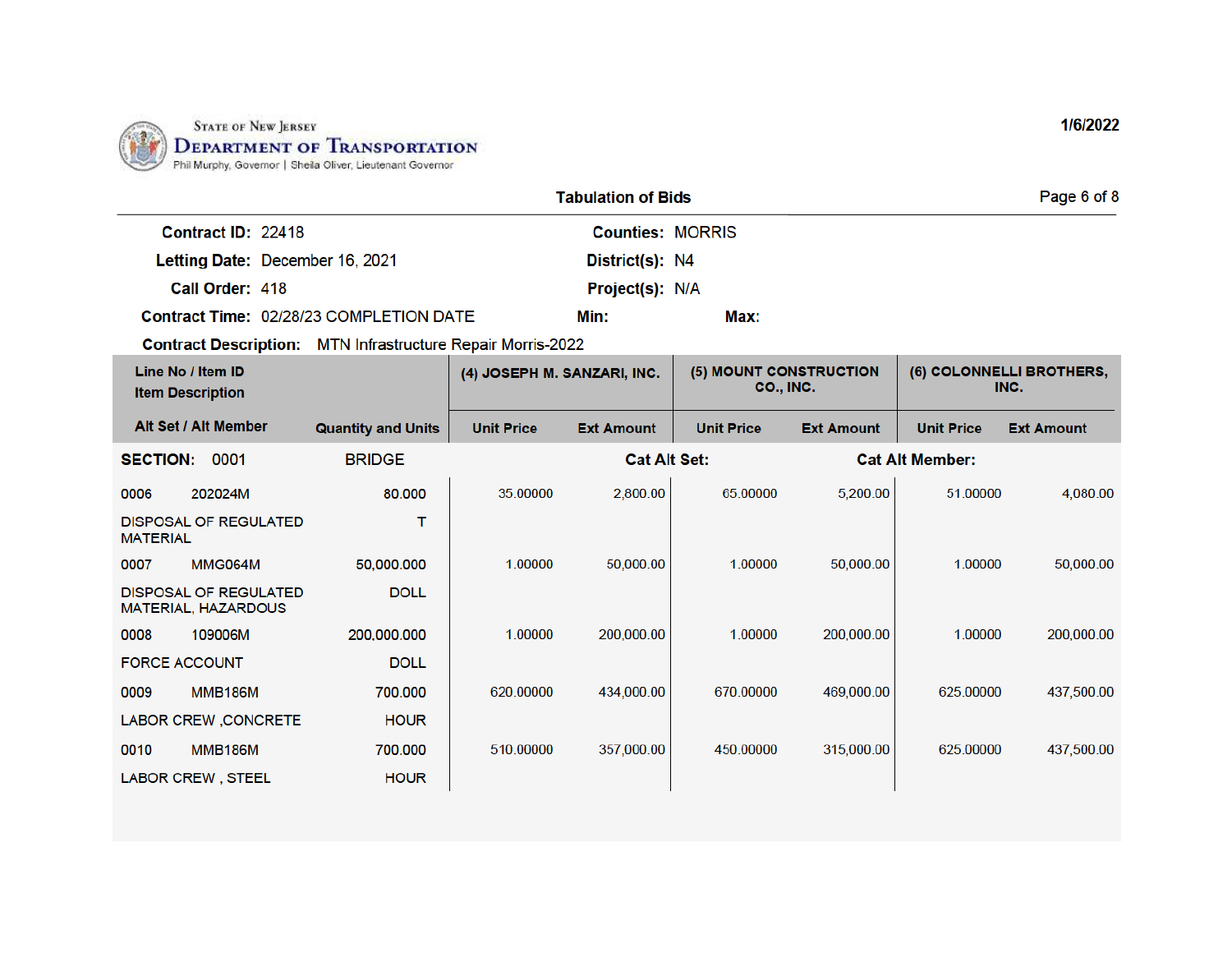State of New Jersey
**Department of Transportation**
Phil Murphy, Governor | Sheila Oliver, Lieutenant Governor

1/6/2022

## Tabulation of Bids

**Contract ID:** 22418 **Counties:** MORRIS
**Letting Date:** December 16, 2021 **District(s):** N4
**Call Order:** 418 **Project(s):** N/A
**Contract Time:** 02/28/23 COMPLETION DATE **Min:** **Max:**
**Contract Description:** MTN Infrastructure Repair Morris-2022

| Line No / Item ID<br>Item Description<br>Alt Set / Alt Member | Quantity and Units | (4) JOSEPH M. SANZARI, INC. Unit Price | (4) JOSEPH M. SANZARI, INC. Ext Amount | (5) MOUNT CONSTRUCTION CO., INC. Unit Price | (5) MOUNT CONSTRUCTION CO., INC. Ext Amount | (6) COLONNELLI BROTHERS, INC. Unit Price | (6) COLONNELLI BROTHERS, INC. Ext Amount |
|---|---|---|---|---|---|---|---|
| **SECTION: 0001** BRIDGE | | Cat Alt Set: | | | Cat Alt Member: | | |
| 0006 202024M<br>DISPOSAL OF REGULATED MATERIAL | 80.000<br>T | 35.00000 | 2,800.00 | 65.00000 | 5,200.00 | 51.00000 | 4,080.00 |
| 0007 MMG064M<br>DISPOSAL OF REGULATED MATERIAL, HAZARDOUS | 50,000.000<br>DOLL | 1.00000 | 50,000.00 | 1.00000 | 50,000.00 | 1.00000 | 50,000.00 |
| 0008 109006M<br>FORCE ACCOUNT | 200,000.000<br>DOLL | 1.00000 | 200,000.00 | 1.00000 | 200,000.00 | 1.00000 | 200,000.00 |
| 0009 MMB186M<br>LABOR CREW ,CONCRETE | 700.000<br>HOUR | 620.00000 | 434,000.00 | 670.00000 | 469,000.00 | 625.00000 | 437,500.00 |
| 0010 MMB186M<br>LABOR CREW , STEEL | 700.000<br>HOUR | 510.00000 | 357,000.00 | 450.00000 | 315,000.00 | 625.00000 | 437,500.00 |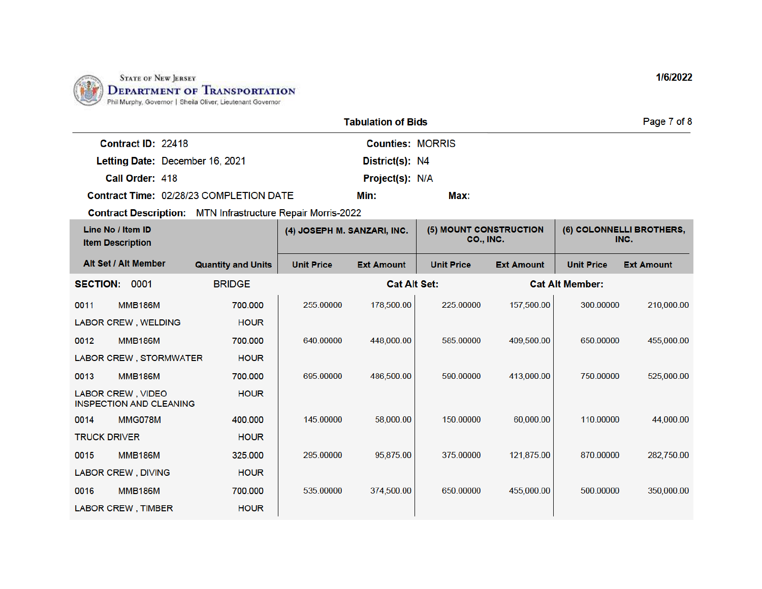STATE OF NEW JERSEY
DEPARTMENT OF TRANSPORTATION
Phil Murphy, Governor | Sheila Oliver, Lieutenant Governor

1/6/2022

## Tabulation of Bids

**Contract ID:** 22418 **Counties:** MORRIS
**Letting Date:** December 16, 2021 **District(s):** N4
**Call Order:** 418 **Project(s):** N/A
**Contract Time:** 02/28/23 COMPLETION DATE **Min:** **Max:**

**Contract Description:** MTN Infrastructure Repair Morris-2022

| Line No / Item ID<br>Item Description | | (4) JOSEPH M. SANZARI, INC. | | (5) MOUNT CONSTRUCTION CO., INC. | | (6) COLONNELLI BROTHERS, INC. | |
|---|---|---|---|---|---|---|---|
| Alt Set / Alt Member | Quantity and Units | Unit Price | Ext Amount | Unit Price | Ext Amount | Unit Price | Ext Amount |
| **SECTION: 0001 BRIDGE** | | **Cat Alt Set:** | | **Cat Alt Member:** | | | |
| 0011 MMB186M<br>LABOR CREW , WELDING | 700.000<br>HOUR | 255.00000 | 178,500.00 | 225.00000 | 157,500.00 | 300.00000 | 210,000.00 |
| 0012 MMB186M<br>LABOR CREW , STORMWATER | 700.000<br>HOUR | 640.00000 | 448,000.00 | 585.00000 | 409,500.00 | 650.00000 | 455,000.00 |
| 0013 MMB186M<br>LABOR CREW , VIDEO INSPECTION AND CLEANING | 700.000<br>HOUR | 695.00000 | 486,500.00 | 590.00000 | 413,000.00 | 750.00000 | 525,000.00 |
| 0014 MMG078M<br>TRUCK DRIVER | 400.000<br>HOUR | 145.00000 | 58,000.00 | 150.00000 | 60,000.00 | 110.00000 | 44,000.00 |
| 0015 MMB186M<br>LABOR CREW , DIVING | 325.000<br>HOUR | 295.00000 | 95,875.00 | 375.00000 | 121,875.00 | 870.00000 | 282,750.00 |
| 0016 MMB186M<br>LABOR CREW , TIMBER | 700.000<br>HOUR | 535.00000 | 374,500.00 | 650.00000 | 455,000.00 | 500.00000 | 350,000.00 |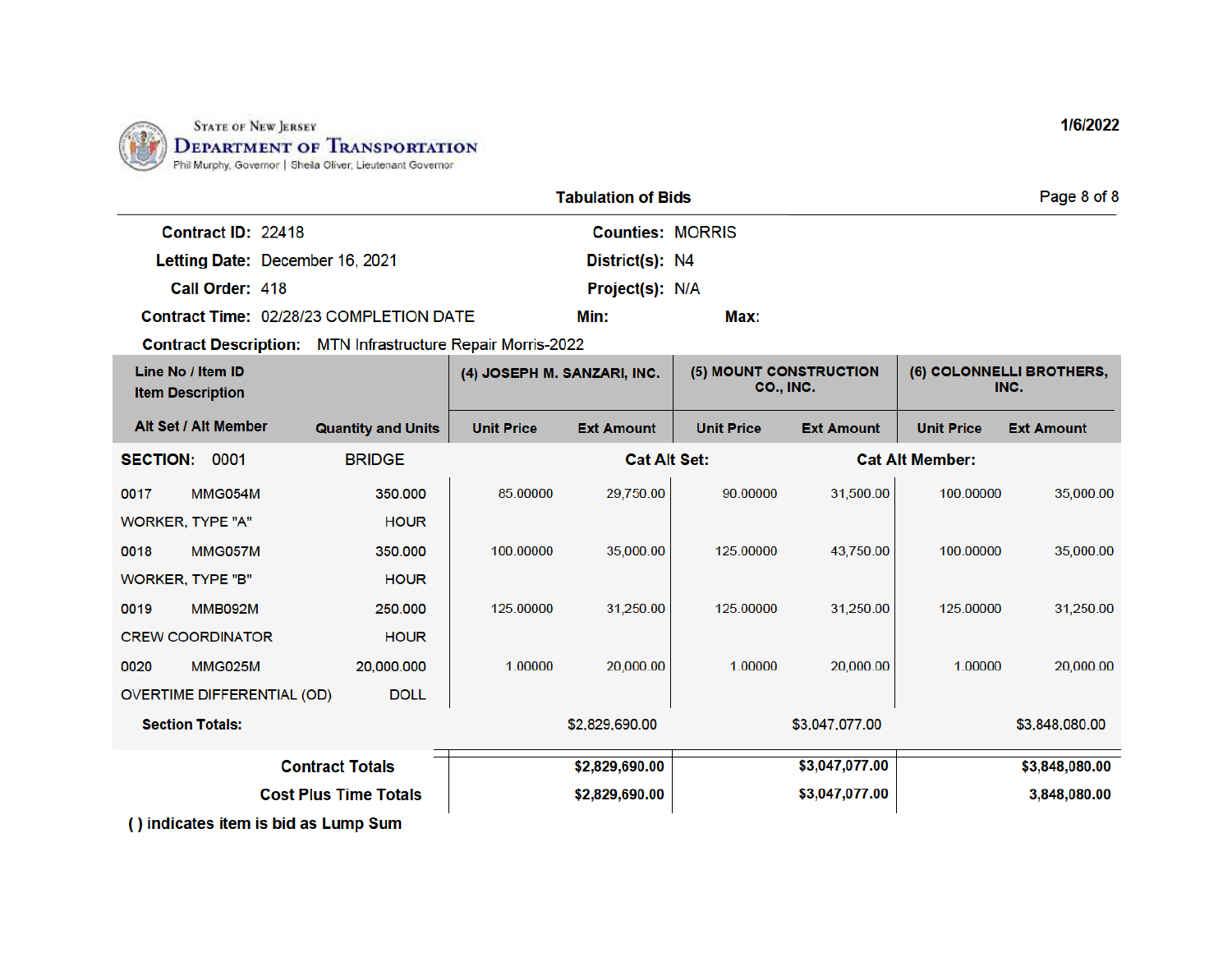State of New Jersey
# Department of Transportation
Phil Murphy, Governor | Sheila Oliver, Lieutenant Governor

1/6/2022

## Tabulation of Bids

**Contract ID:** 22418 **Counties:** MORRIS

**Letting Date:** December 16, 2021 **District(s):** N4

**Call Order:** 418 **Project(s):** N/A

**Contract Time:** 02/28/23 COMPLETION DATE **Min:** **Max:**

**Contract Description:** MTN Infrastructure Repair Morris-2022

| Line No / Item ID<br>Item Description<br>Alt Set / Alt Member | Quantity and Units | (4) JOSEPH M. SANZARI, INC. | | (5) MOUNT CONSTRUCTION CO., INC. | | (6) COLONNELLI BROTHERS, INC. | |
|---|---|---|---|---|---|---|---|
| | | Unit Price | Ext Amount | Unit Price | Ext Amount | Unit Price | Ext Amount |
| **SECTION:** 0001 BRIDGE | | Cat Alt Set: | | | Cat Alt Member: | | |
| 0017 MMG054M<br>WORKER, TYPE "A" | 350.000<br>HOUR | 85.00000 | 29,750.00 | 90.00000 | 31,500.00 | 100.00000 | 35,000.00 |
| 0018 MMG057M<br>WORKER, TYPE "B" | 350.000<br>HOUR | 100.00000 | 35,000.00 | 125.00000 | 43,750.00 | 100.00000 | 35,000.00 |
| 0019 MMB092M<br>CREW COORDINATOR | 250.000<br>HOUR | 125.00000 | 31,250.00 | 125.00000 | 31,250.00 | 125.00000 | 31,250.00 |
| 0020 MMG025M<br>OVERTIME DIFFERENTIAL (OD) | 20,000.000<br>DOLL | 1.00000 | 20,000.00 | 1.00000 | 20,000.00 | 1.00000 | 20,000.00 |
| **Section Totals:** | | | $2,829,690.00 | | $3,047,077.00 | | $3,848,080.00 |
| **Contract Totals** | | | **$2,829,690.00** | | **$3,047,077.00** | | **$3,848,080.00** |
| **Cost Plus Time Totals** | | | **$2,829,690.00** | | **$3,047,077.00** | | **3,848,080.00** |

**( ) indicates item is bid as Lump Sum**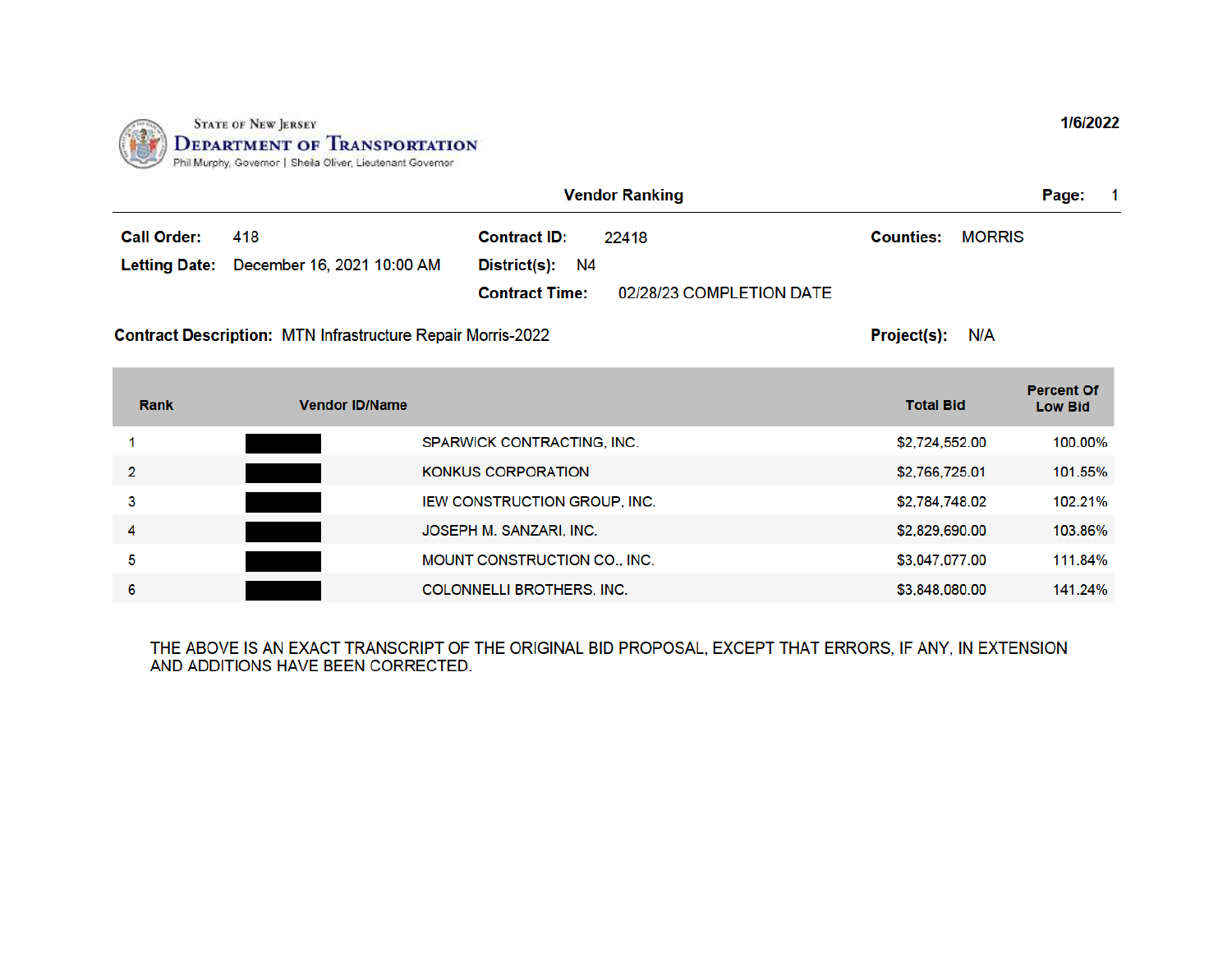STATE OF NEW JERSEY
DEPARTMENT OF TRANSPORTATION
Phil Murphy, Governor | Sheila Oliver, Lieutenant Governor

1/6/2022

## Vendor Ranking

**Call Order:** 418
**Letting Date:** December 16, 2021 10:00 AM

**Contract ID:** 22418
**District(s):** N4
**Contract Time:** 02/28/23 COMPLETION DATE

**Counties:** MORRIS

**Contract Description:** MTN Infrastructure Repair Morris-2022

**Project(s):** N/A

| Rank | Vendor ID/Name | | Total Bid | Percent Of Low Bid |
|---|---|---|---|---|
| 1 | ██████ | SPARWICK CONTRACTING, INC. | $2,724,552.00 | 100.00% |
| 2 | ██████ | KONKUS CORPORATION | $2,766,725.01 | 101.55% |
| 3 | ██████ | IEW CONSTRUCTION GROUP, INC. | $2,784,748.02 | 102.21% |
| 4 | ██████ | JOSEPH M. SANZARI, INC. | $2,829,690.00 | 103.86% |
| 5 | ██████ | MOUNT CONSTRUCTION CO., INC. | $3,047,077.00 | 111.84% |
| 6 | ██████ | COLONNELLI BROTHERS, INC. | $3,848,080.00 | 141.24% |

THE ABOVE IS AN EXACT TRANSCRIPT OF THE ORIGINAL BID PROPOSAL, EXCEPT THAT ERRORS, IF ANY, IN EXTENSION AND ADDITIONS HAVE BEEN CORRECTED.